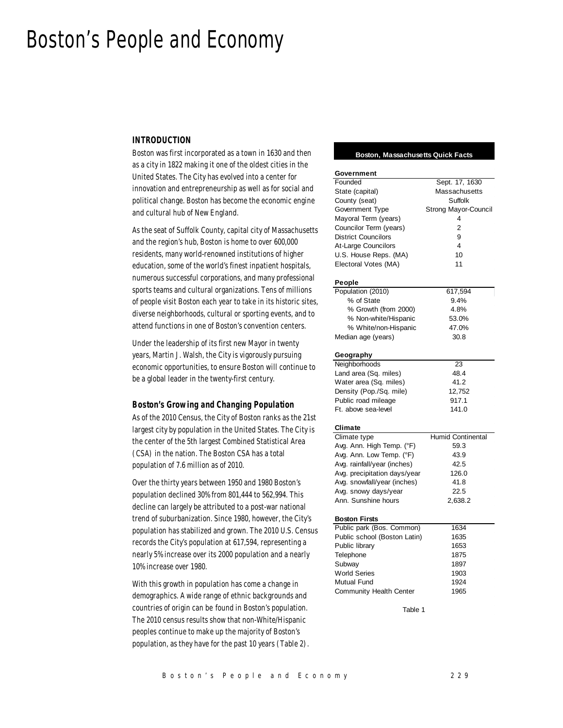# Boston's People and Economy

### INTRODUCTION

Boston was first incorporated as a town in 1630 and then as a city in 1822 making it one of the oldest cities in the United States. The City has evolved into a center for innovation and entrepreneurship as well as for social and political change. Boston has become the economic engine and cultural hub of New England.

As the seat of Suffolk County, capital city of Massachusetts and the region's hub, Boston is home to over 600,000 residents, many world-renowned institutions of higher education, some of the world's finest inpatient hospitals, numerous successful corporations, and many professional sports teams and cultural organizations. Tens of millions of people visit Boston each year to take in its historic sites, diverse neighborhoods, cultural or sporting events, and to attend functions in one of Boston's convention centers.

Under the leadership of its first new Mayor in twenty years, Martin J. Walsh, the City is vigorously pursuing economic opportunities, to ensure Boston will continue to be a global leader in the twenty-first century.

### Boston's Growing and Changing Population

As of the 2010 Census, the City of Boston ranks as the 21st largest city by population in the United States. The City is the center of the 5th largest Combined Statistical Area (CSA) in the nation. The Boston CSA has a total population of 7.6 million as of 2010.

Over the thirty years between 1950 and 1980 Boston's population declined 30% from 801,444 to 562,994. This decline can largely be attributed to a post-war national trend of suburbanization. Since 1980, however, the City's population has stabilized and grown. The 2010 U.S. Census records the City's population at 617,594, representing a nearly 5% increase over its 2000 population and a nearly 10% increase over 1980.

With this growth in population has come a change in demographics. A wide range of ethnic backgrounds and countries of origin can be found in Boston's population. The 2010 census results show that non-White/Hispanic peoples continue to make up the majority of Boston's population, as they have for the past 10 years (Table 2).

| Boston, Massachusetts Quick Facts | |
|---|---|
| **Government** | |
| Founded | Sept. 17, 1630 |
| State (capital) | Massachusetts |
| County (seat) | Suffolk |
| Government Type | Strong Mayor-Council |
| Mayoral Term (years) | 4 |
| Councilor Term (years) | 2 |
| District Councilors | 9 |
| At-Large Councilors | 4 |
| U.S. House Reps. (MA) | 10 |
| Electoral Votes (MA) | 11 |
| **People** | |
| Population (2010) | 617,594 |
| % of State | 9.4% |
| % Growth (from 2000) | 4.8% |
| % Non-white/Hispanic | 53.0% |
| % White/non-Hispanic | 47.0% |
| Median age (years) | 30.8 |
| **Geography** | |
| Neighborhoods | 23 |
| Land area (Sq. miles) | 48.4 |
| Water area (Sq. miles) | 41.2 |
| Density (Pop./Sq. mile) | 12,752 |
| Public road mileage | 917.1 |
| Ft. above sea-level | 141.0 |
| **Climate** | |
| Climate type | Humid Continental |
| Avg. Ann. High Temp. (°F) | 59.3 |
| Avg. Ann. Low Temp. (°F) | 43.9 |
| Avg. rainfall/year (inches) | 42.5 |
| Avg. precipitation days/year | 126.0 |
| Avg. snowfall/year (inches) | 41.8 |
| Avg. snowy days/year | 22.5 |
| Ann. Sunshine hours | 2,638.2 |
| **Boston Firsts** | |
| Public park (Bos. Common) | 1634 |
| Public school (Boston Latin) | 1635 |
| Public library | 1653 |
| Telephone | 1875 |
| Subway | 1897 |
| World Series | 1903 |
| Mutual Fund | 1924 |
| Community Health Center | 1965 |

Table 1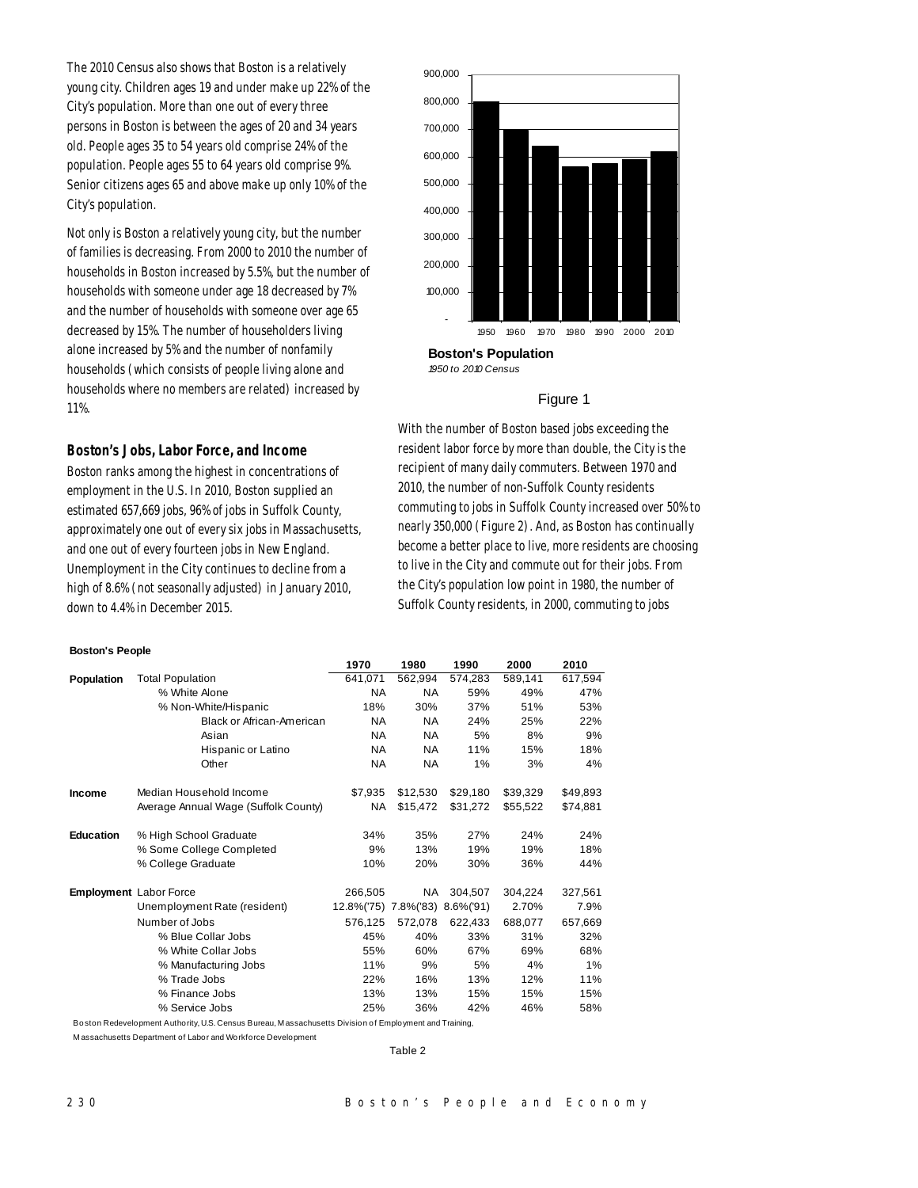The 2010 Census also shows that Boston is a relatively young city. Children ages 19 and under make up 22% of the City's population. More than one out of every three persons in Boston is between the ages of 20 and 34 years old. People ages 35 to 54 years old comprise 24% of the population. People ages 55 to 64 years old comprise 9%. Senior citizens ages 65 and above make up only 10% of the City's population.

Not only is Boston a relatively young city, but the number of families is decreasing. From 2000 to 2010 the number of households in Boston increased by 5.5%, but the number of households with someone under age 18 decreased by 7% and the number of households with someone over age 65 decreased by 15%. The number of householders living alone increased by 5% and the number of nonfamily households (which consists of people living alone and households where no members are related) increased by 11%.

### Boston's Jobs, Labor Force, and Income

Boston ranks among the highest in concentrations of employment in the U.S. In 2010, Boston supplied an estimated 657,669 jobs, 96% of jobs in Suffolk County, approximately one out of every six jobs in Massachusetts, and one out of every fourteen jobs in New England. Unemployment in the City continues to decline from a high of 8.6% (not seasonally adjusted) in January 2010, down to 4.4% in December 2015.

**Boston's Population**
*1950 to 2010 Census*

Figure 1

With the number of Boston based jobs exceeding the resident labor force by more than double, the City is the recipient of many daily commuters. Between 1970 and 2010, the number of non-Suffolk County residents commuting to jobs in Suffolk County increased over 50% to nearly 350,000 (Figure 2). And, as Boston has continually become a better place to live, more residents are choosing to live in the City and commute out for their jobs. From the City's population low point in 1980, the number of Suffolk County residents, in 2000, commuting to jobs

**Boston's People**

| | | 1970 | 1980 | 1990 | 2000 | 2010 |
|---|---|---|---|---|---|---|
| **Population** | Total Population | 641,071 | 562,994 | 574,283 | 589,141 | 617,594 |
| | % White Alone | NA | NA | 59% | 49% | 47% |
| | % Non-White/Hispanic | 18% | 30% | 37% | 51% | 53% |
| | Black or African-American | NA | NA | 24% | 25% | 22% |
| | Asian | NA | NA | 5% | 8% | 9% |
| | Hispanic or Latino | NA | NA | 11% | 15% | 18% |
| | Other | NA | NA | 1% | 3% | 4% |
| **Income** | Median Household Income | $7,935 | $12,530 | $29,180 | $39,329 | $49,893 |
| | Average Annual Wage (Suffolk County) | NA | $15,472 | $31,272 | $55,522 | $74,881 |
| **Education** | % High School Graduate | 34% | 35% | 27% | 24% | 24% |
| | % Some College Completed | 9% | 13% | 19% | 19% | 18% |
| | % College Graduate | 10% | 20% | 30% | 36% | 44% |
| **Employment** | Labor Force | 266,505 | NA | 304,507 | 304,224 | 327,561 |
| | Unemployment Rate (resident) | 12.8%('75) | 7.8%('83) | 8.6%('91) | 2.70% | 7.9% |
| | Number of Jobs | 576,125 | 572,078 | 622,433 | 688,077 | 657,669 |
| | % Blue Collar Jobs | 45% | 40% | 33% | 31% | 32% |
| | % White Collar Jobs | 55% | 60% | 67% | 69% | 68% |
| | % Manufacturing Jobs | 11% | 9% | 5% | 4% | 1% |
| | % Trade Jobs | 22% | 16% | 13% | 12% | 11% |
| | % Finance Jobs | 13% | 13% | 15% | 15% | 15% |
| | % Service Jobs | 25% | 36% | 42% | 46% | 58% |

Boston Redevelopment Authority, U.S. Census Bureau, Massachusetts Division of Employment and Training, Massachusetts Department of Labor and Workforce Development

Table 2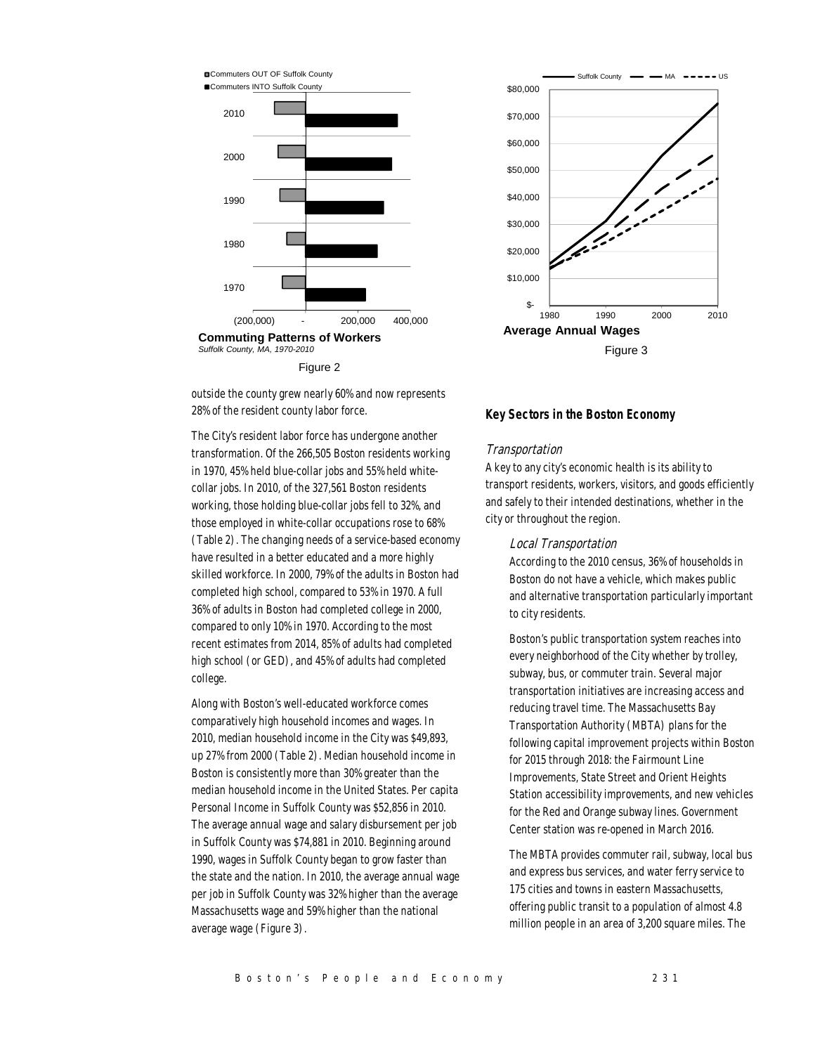**Commuting Patterns of Workers**
*Suffolk County, MA, 1970-2010*

Figure 2

**Average Annual Wages**

Figure 3

outside the county grew nearly 60% and now represents 28% of the resident county labor force.

The City's resident labor force has undergone another transformation. Of the 266,505 Boston residents working in 1970, 45% held blue-collar jobs and 55% held white-collar jobs. In 2010, of the 327,561 Boston residents working, those holding blue-collar jobs fell to 32%, and those employed in white-collar occupations rose to 68% (Table 2). The changing needs of a service-based economy have resulted in a better educated and a more highly skilled workforce. In 2000, 79% of the adults in Boston had completed high school, compared to 53% in 1970. A full 36% of adults in Boston had completed college in 2000, compared to only 10% in 1970. According to the most recent estimates from 2014, 85% of adults had completed high school (or GED), and 45% of adults had completed college.

Along with Boston's well-educated workforce comes comparatively high household incomes and wages. In 2010, median household income in the City was $49,893, up 27% from 2000 (Table 2). Median household income in Boston is consistently more than 30% greater than the median household income in the United States. Per capita Personal Income in Suffolk County was $52,856 in 2010. The average annual wage and salary disbursement per job in Suffolk County was $74,881 in 2010. Beginning around 1990, wages in Suffolk County began to grow faster than the state and the nation. In 2010, the average annual wage per job in Suffolk County was 32% higher than the average Massachusetts wage and 59% higher than the national average wage (Figure 3).

## Key Sectors in the Boston Economy

### *Transportation*

A key to any city's economic health is its ability to transport residents, workers, visitors, and goods efficiently and safely to their intended destinations, whether in the city or throughout the region.

#### *Local Transportation*

According to the 2010 census, 36% of households in Boston do not have a vehicle, which makes public and alternative transportation particularly important to city residents.

Boston's public transportation system reaches into every neighborhood of the City whether by trolley, subway, bus, or commuter train. Several major transportation initiatives are increasing access and reducing travel time. The Massachusetts Bay Transportation Authority (MBTA) plans for the following capital improvement projects within Boston for 2015 through 2018: the Fairmount Line Improvements, State Street and Orient Heights Station accessibility improvements, and new vehicles for the Red and Orange subway lines. Government Center station was re-opened in March 2016.

The MBTA provides commuter rail, subway, local bus and express bus services, and water ferry service to 175 cities and towns in eastern Massachusetts, offering public transit to a population of almost 4.8 million people in an area of 3,200 square miles. The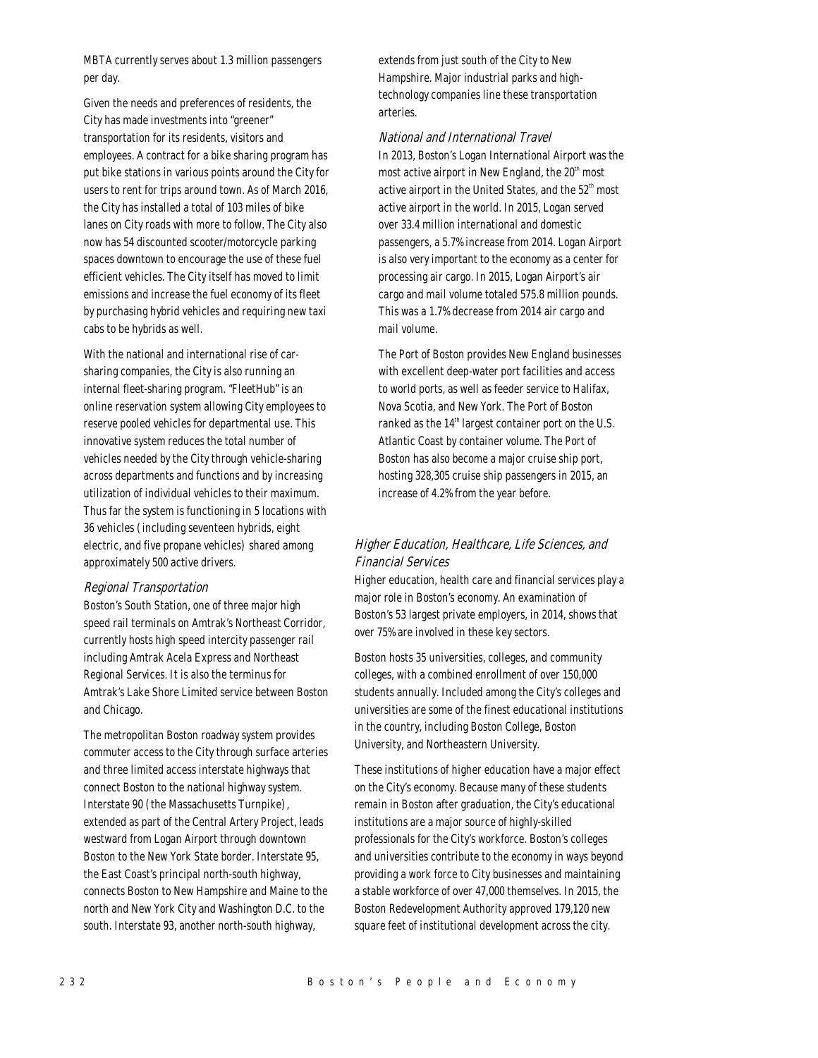MBTA currently serves about 1.3 million passengers per day.

Given the needs and preferences of residents, the City has made investments into "greener" transportation for its residents, visitors and employees. A contract for a bike sharing program has put bike stations in various points around the City for users to rent for trips around town. As of March 2016, the City has installed a total of 103 miles of bike lanes on City roads with more to follow. The City also now has 54 discounted scooter/motorcycle parking spaces downtown to encourage the use of these fuel efficient vehicles. The City itself has moved to limit emissions and increase the fuel economy of its fleet by purchasing hybrid vehicles and requiring new taxi cabs to be hybrids as well.

With the national and international rise of car-sharing companies, the City is also running an internal fleet-sharing program. "FleetHub" is an online reservation system allowing City employees to reserve pooled vehicles for departmental use. This innovative system reduces the total number of vehicles needed by the City through vehicle-sharing across departments and functions and by increasing utilization of individual vehicles to their maximum. Thus far the system is functioning in 5 locations with 36 vehicles (including seventeen hybrids, eight electric, and five propane vehicles) shared among approximately 500 active drivers.

### *Regional Transportation*

Boston's South Station, one of three major high speed rail terminals on Amtrak's Northeast Corridor, currently hosts high speed intercity passenger rail including Amtrak Acela Express and Northeast Regional Services. It is also the terminus for Amtrak's Lake Shore Limited service between Boston and Chicago.

The metropolitan Boston roadway system provides commuter access to the City through surface arteries and three limited access interstate highways that connect Boston to the national highway system. Interstate 90 (the Massachusetts Turnpike), extended as part of the Central Artery Project, leads westward from Logan Airport through downtown Boston to the New York State border. Interstate 95, the East Coast's principal north-south highway, connects Boston to New Hampshire and Maine to the north and New York City and Washington D.C. to the south. Interstate 93, another north-south highway, extends from just south of the City to New Hampshire. Major industrial parks and high-technology companies line these transportation arteries.

### *National and International Travel*

In 2013, Boston's Logan International Airport was the most active airport in New England, the 20th most active airport in the United States, and the 52nd most active airport in the world. In 2015, Logan served over 33.4 million international and domestic passengers, a 5.7% increase from 2014. Logan Airport is also very important to the economy as a center for processing air cargo. In 2015, Logan Airport's air cargo and mail volume totaled 575.8 million pounds. This was a 1.7% decrease from 2014 air cargo and mail volume.

The Port of Boston provides New England businesses with excellent deep-water port facilities and access to world ports, as well as feeder service to Halifax, Nova Scotia, and New York. The Port of Boston ranked as the 14th largest container port on the U.S. Atlantic Coast by container volume. The Port of Boston has also become a major cruise ship port, hosting 328,305 cruise ship passengers in 2015, an increase of 4.2% from the year before.

## *Higher Education, Healthcare, Life Sciences, and Financial Services*

Higher education, health care and financial services play a major role in Boston's economy. An examination of Boston's 53 largest private employers, in 2014, shows that over 75% are involved in these key sectors.

Boston hosts 35 universities, colleges, and community colleges, with a combined enrollment of over 150,000 students annually. Included among the City's colleges and universities are some of the finest educational institutions in the country, including Boston College, Boston University, and Northeastern University.

These institutions of higher education have a major effect on the City's economy. Because many of these students remain in Boston after graduation, the City's educational institutions are a major source of highly-skilled professionals for the City's workforce. Boston's colleges and universities contribute to the economy in ways beyond providing a work force to City businesses and maintaining a stable workforce of over 47,000 themselves. In 2015, the Boston Redevelopment Authority approved 179,120 new square feet of institutional development across the city.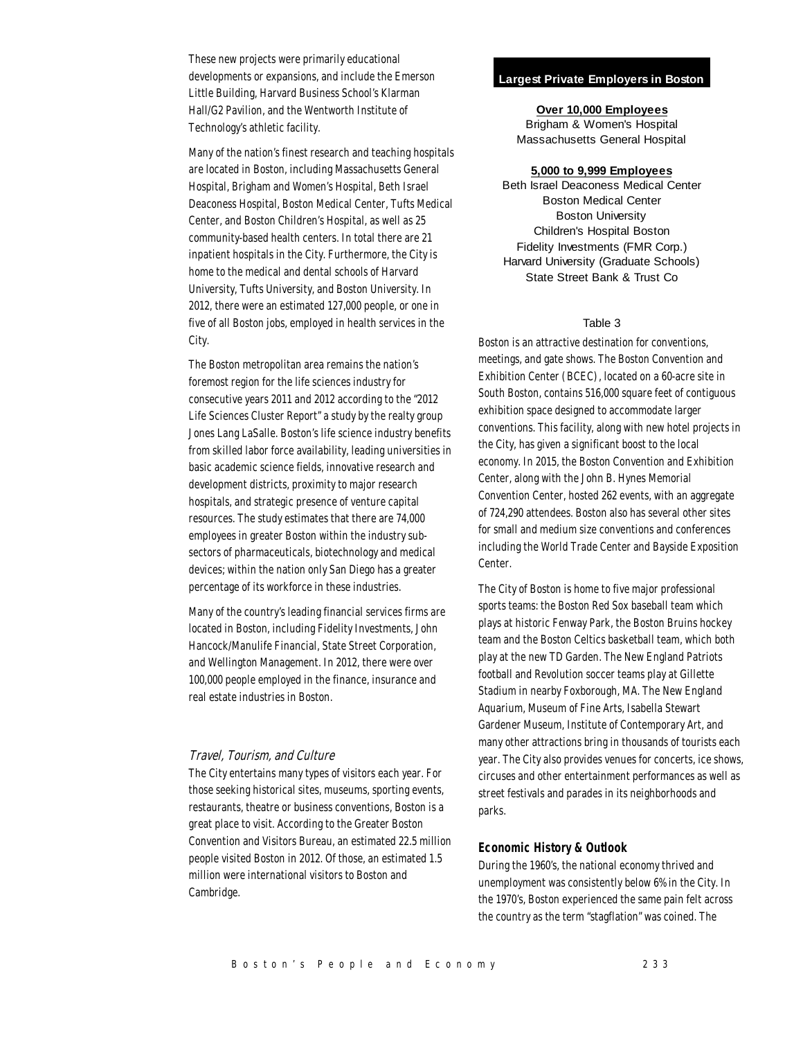These new projects were primarily educational developments or expansions, and include the Emerson Little Building, Harvard Business School's Klarman Hall/G2 Pavilion, and the Wentworth Institute of Technology's athletic facility.

Many of the nation's finest research and teaching hospitals are located in Boston, including Massachusetts General Hospital, Brigham and Women's Hospital, Beth Israel Deaconess Hospital, Boston Medical Center, Tufts Medical Center, and Boston Children's Hospital, as well as 25 community-based health centers. In total there are 21 inpatient hospitals in the City. Furthermore, the City is home to the medical and dental schools of Harvard University, Tufts University, and Boston University. In 2012, there were an estimated 127,000 people, or one in five of all Boston jobs, employed in health services in the City.

The Boston metropolitan area remains the nation's foremost region for the life sciences industry for consecutive years 2011 and 2012 according to the "2012 Life Sciences Cluster Report" a study by the realty group Jones Lang LaSalle. Boston's life science industry benefits from skilled labor force availability, leading universities in basic academic science fields, innovative research and development districts, proximity to major research hospitals, and strategic presence of venture capital resources. The study estimates that there are 74,000 employees in greater Boston within the industry sub-sectors of pharmaceuticals, biotechnology and medical devices; within the nation only San Diego has a greater percentage of its workforce in these industries.

Many of the country's leading financial services firms are located in Boston, including Fidelity Investments, John Hancock/Manulife Financial, State Street Corporation, and Wellington Management. In 2012, there were over 100,000 people employed in the finance, insurance and real estate industries in Boston.

### Travel, Tourism, and Culture

The City entertains many types of visitors each year. For those seeking historical sites, museums, sporting events, restaurants, theatre or business conventions, Boston is a great place to visit. According to the Greater Boston Convention and Visitors Bureau, an estimated 22.5 million people visited Boston in 2012. Of those, an estimated 1.5 million were international visitors to Boston and Cambridge.

**Largest Private Employers in Boston**

**Over 10,000 Employees**

Brigham & Women's Hospital
Massachusetts General Hospital

**5,000 to 9,999 Employees**

Beth Israel Deaconess Medical Center
Boston Medical Center
Boston University
Children's Hospital Boston
Fidelity Investments (FMR Corp.)
Harvard University (Graduate Schools)
State Street Bank & Trust Co

Table 3

Boston is an attractive destination for conventions, meetings, and gate shows. The Boston Convention and Exhibition Center (BCEC), located on a 60-acre site in South Boston, contains 516,000 square feet of contiguous exhibition space designed to accommodate larger conventions. This facility, along with new hotel projects in the City, has given a significant boost to the local economy. In 2015, the Boston Convention and Exhibition Center, along with the John B. Hynes Memorial Convention Center, hosted 262 events, with an aggregate of 724,290 attendees. Boston also has several other sites for small and medium size conventions and conferences including the World Trade Center and Bayside Exposition Center.

The City of Boston is home to five major professional sports teams: the Boston Red Sox baseball team which plays at historic Fenway Park, the Boston Bruins hockey team and the Boston Celtics basketball team, which both play at the new TD Garden. The New England Patriots football and Revolution soccer teams play at Gillette Stadium in nearby Foxborough, MA. The New England Aquarium, Museum of Fine Arts, Isabella Stewart Gardener Museum, Institute of Contemporary Art, and many other attractions bring in thousands of tourists each year. The City also provides venues for concerts, ice shows, circuses and other entertainment performances as well as street festivals and parades in its neighborhoods and parks.

### Economic History & Outlook

During the 1960's, the national economy thrived and unemployment was consistently below 6% in the City. In the 1970's, Boston experienced the same pain felt across the country as the term "stagflation" was coined. The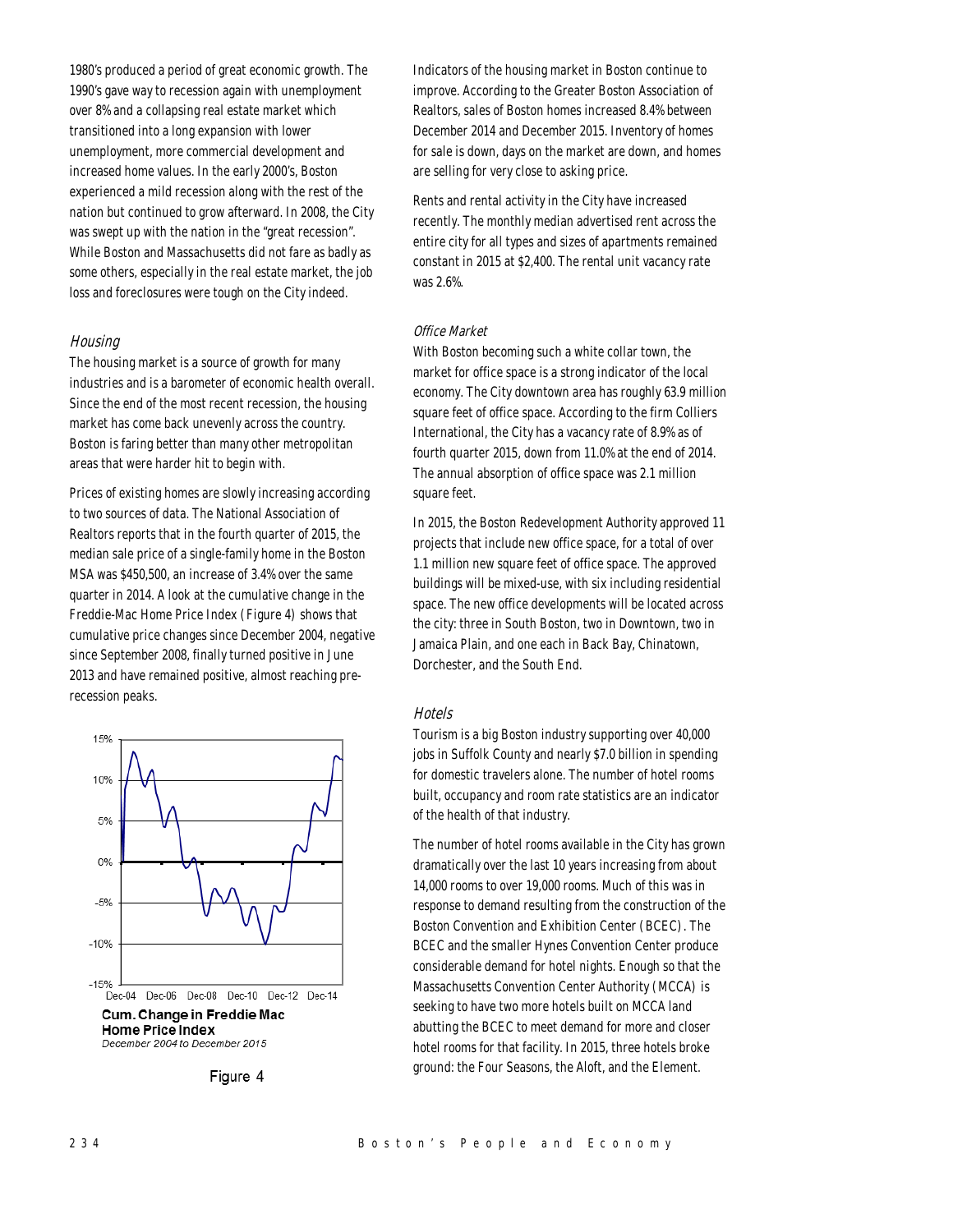1980's produced a period of great economic growth. The 1990's gave way to recession again with unemployment over 8% and a collapsing real estate market which transitioned into a long expansion with lower unemployment, more commercial development and increased home values. In the early 2000's, Boston experienced a mild recession along with the rest of the nation but continued to grow afterward. In 2008, the City was swept up with the nation in the "great recession". While Boston and Massachusetts did not fare as badly as some others, especially in the real estate market, the job loss and foreclosures were tough on the City indeed.

### *Housing*

The housing market is a source of growth for many industries and is a barometer of economic health overall. Since the end of the most recent recession, the housing market has come back unevenly across the country. Boston is faring better than many other metropolitan areas that were harder hit to begin with.

Prices of existing homes are slowly increasing according to two sources of data. The National Association of Realtors reports that in the fourth quarter of 2015, the median sale price of a single-family home in the Boston MSA was $450,500, an increase of 3.4% over the same quarter in 2014. A look at the cumulative change in the Freddie-Mac Home Price Index (Figure 4) shows that cumulative price changes since December 2004, negative since September 2008, finally turned positive in June 2013 and have remained positive, almost reaching pre-recession peaks.

**Cum. Change in Freddie Mac Home Price Index**
*December 2004 to December 2015*

Figure 4

Indicators of the housing market in Boston continue to improve. According to the Greater Boston Association of Realtors, sales of Boston homes increased 8.4% between December 2014 and December 2015. Inventory of homes for sale is down, days on the market are down, and homes are selling for very close to asking price.

Rents and rental activity in the City have increased recently. The monthly median advertised rent across the entire city for all types and sizes of apartments remained constant in 2015 at $2,400. The rental unit vacancy rate was 2.6%.

### *Office Market*

With Boston becoming such a white collar town, the market for office space is a strong indicator of the local economy. The City downtown area has roughly 63.9 million square feet of office space. According to the firm Colliers International, the City has a vacancy rate of 8.9% as of fourth quarter 2015, down from 11.0% at the end of 2014. The annual absorption of office space was 2.1 million square feet.

In 2015, the Boston Redevelopment Authority approved 11 projects that include new office space, for a total of over 1.1 million new square feet of office space. The approved buildings will be mixed-use, with six including residential space. The new office developments will be located across the city: three in South Boston, two in Downtown, two in Jamaica Plain, and one each in Back Bay, Chinatown, Dorchester, and the South End.

### *Hotels*

Tourism is a big Boston industry supporting over 40,000 jobs in Suffolk County and nearly $7.0 billion in spending for domestic travelers alone. The number of hotel rooms built, occupancy and room rate statistics are an indicator of the health of that industry.

The number of hotel rooms available in the City has grown dramatically over the last 10 years increasing from about 14,000 rooms to over 19,000 rooms. Much of this was in response to demand resulting from the construction of the Boston Convention and Exhibition Center (BCEC). The BCEC and the smaller Hynes Convention Center produce considerable demand for hotel nights. Enough so that the Massachusetts Convention Center Authority (MCCA) is seeking to have two more hotels built on MCCA land abutting the BCEC to meet demand for more and closer hotel rooms for that facility. In 2015, three hotels broke ground: the Four Seasons, the Aloft, and the Element.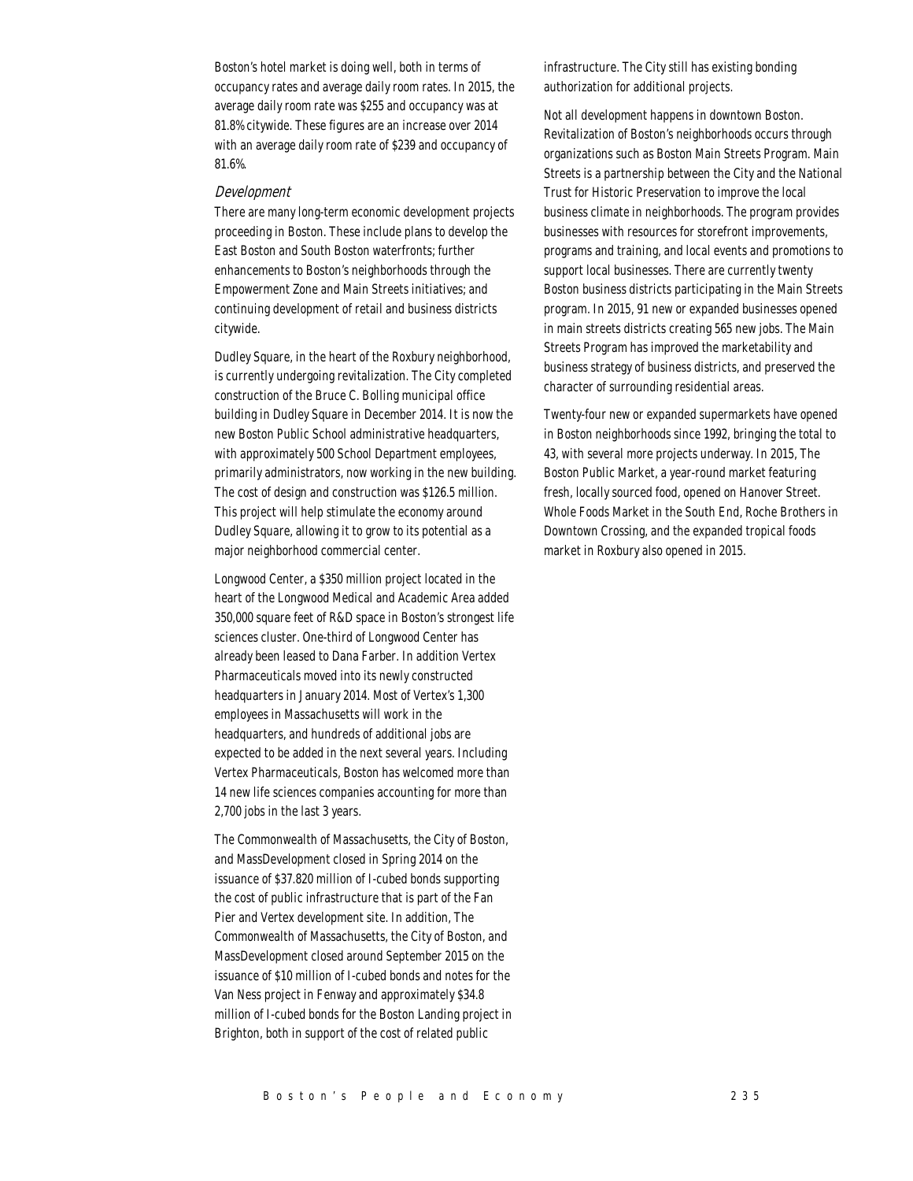Boston's hotel market is doing well, both in terms of occupancy rates and average daily room rates. In 2015, the average daily room rate was $255 and occupancy was at 81.8% citywide. These figures are an increase over 2014 with an average daily room rate of $239 and occupancy of 81.6%.

### *Development*

There are many long-term economic development projects proceeding in Boston. These include plans to develop the East Boston and South Boston waterfronts; further enhancements to Boston's neighborhoods through the Empowerment Zone and Main Streets initiatives; and continuing development of retail and business districts citywide.

Dudley Square, in the heart of the Roxbury neighborhood, is currently undergoing revitalization. The City completed construction of the Bruce C. Bolling municipal office building in Dudley Square in December 2014. It is now the new Boston Public School administrative headquarters, with approximately 500 School Department employees, primarily administrators, now working in the new building. The cost of design and construction was $126.5 million. This project will help stimulate the economy around Dudley Square, allowing it to grow to its potential as a major neighborhood commercial center.

Longwood Center, a $350 million project located in the heart of the Longwood Medical and Academic Area added 350,000 square feet of R&D space in Boston's strongest life sciences cluster. One-third of Longwood Center has already been leased to Dana Farber. In addition Vertex Pharmaceuticals moved into its newly constructed headquarters in January 2014. Most of Vertex's 1,300 employees in Massachusetts will work in the headquarters, and hundreds of additional jobs are expected to be added in the next several years. Including Vertex Pharmaceuticals, Boston has welcomed more than 14 new life sciences companies accounting for more than 2,700 jobs in the last 3 years.

The Commonwealth of Massachusetts, the City of Boston, and MassDevelopment closed in Spring 2014 on the issuance of $37.820 million of I-cubed bonds supporting the cost of public infrastructure that is part of the Fan Pier and Vertex development site. In addition, The Commonwealth of Massachusetts, the City of Boston, and MassDevelopment closed around September 2015 on the issuance of $10 million of I-cubed bonds and notes for the Van Ness project in Fenway and approximately $34.8 million of I-cubed bonds for the Boston Landing project in Brighton, both in support of the cost of related public infrastructure. The City still has existing bonding authorization for additional projects.

Not all development happens in downtown Boston. Revitalization of Boston's neighborhoods occurs through organizations such as Boston Main Streets Program. Main Streets is a partnership between the City and the National Trust for Historic Preservation to improve the local business climate in neighborhoods. The program provides businesses with resources for storefront improvements, programs and training, and local events and promotions to support local businesses. There are currently twenty Boston business districts participating in the Main Streets program. In 2015, 91 new or expanded businesses opened in main streets districts creating 565 new jobs. The Main Streets Program has improved the marketability and business strategy of business districts, and preserved the character of surrounding residential areas.

Twenty-four new or expanded supermarkets have opened in Boston neighborhoods since 1992, bringing the total to 43, with several more projects underway. In 2015, The Boston Public Market, a year-round market featuring fresh, locally sourced food, opened on Hanover Street. Whole Foods Market in the South End, Roche Brothers in Downtown Crossing, and the expanded tropical foods market in Roxbury also opened in 2015.